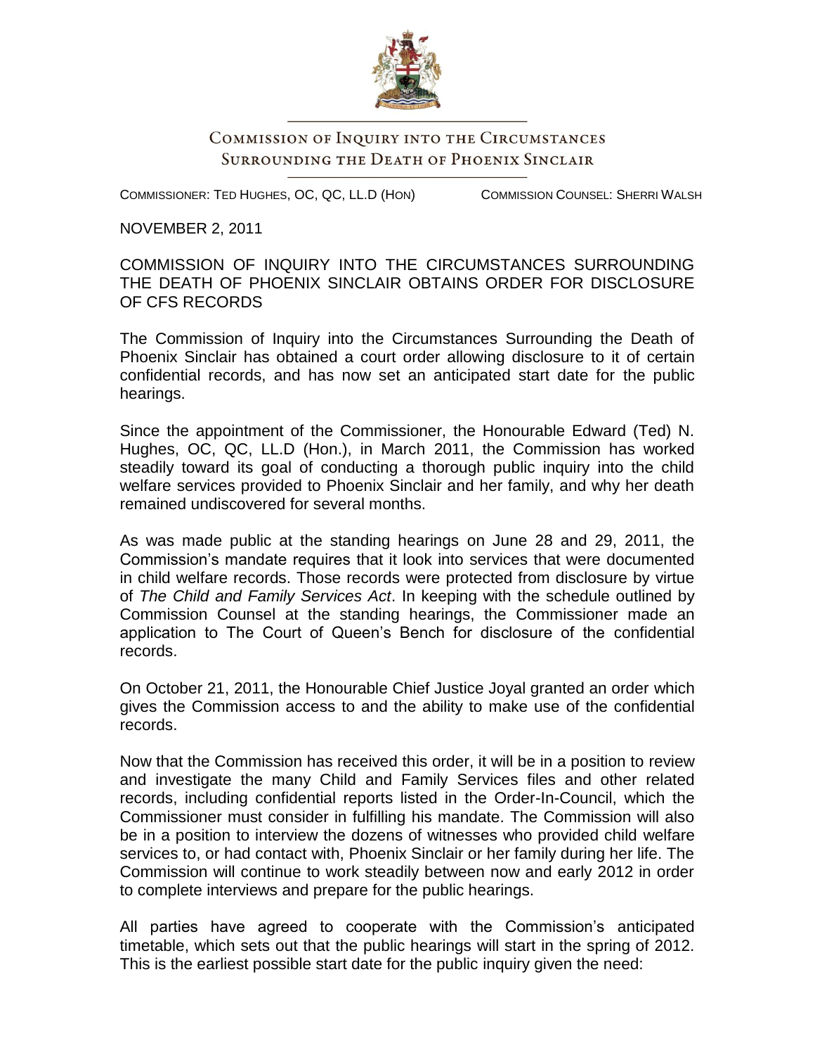# Commission of Inquiry into the Circumstances Surrounding the Death of Phoenix Sinclair

COMMISSIONER: TED HUGHES, OC, QC, LL.D (HON) COMMISSION COUNSEL: SHERRI WALSH

NOVEMBER 2, 2011

## COMMISSION OF INQUIRY INTO THE CIRCUMSTANCES SURROUNDING THE DEATH OF PHOENIX SINCLAIR OBTAINS ORDER FOR DISCLOSURE OF CFS RECORDS

The Commission of Inquiry into the Circumstances Surrounding the Death of Phoenix Sinclair has obtained a court order allowing disclosure to it of certain confidential records, and has now set an anticipated start date for the public hearings.

Since the appointment of the Commissioner, the Honourable Edward (Ted) N. Hughes, OC, QC, LL.D (Hon.), in March 2011, the Commission has worked steadily toward its goal of conducting a thorough public inquiry into the child welfare services provided to Phoenix Sinclair and her family, and why her death remained undiscovered for several months.

As was made public at the standing hearings on June 28 and 29, 2011, the Commission's mandate requires that it look into services that were documented in child welfare records. Those records were protected from disclosure by virtue of *The Child and Family Services Act*. In keeping with the schedule outlined by Commission Counsel at the standing hearings, the Commissioner made an application to The Court of Queen's Bench for disclosure of the confidential records.

On October 21, 2011, the Honourable Chief Justice Joyal granted an order which gives the Commission access to and the ability to make use of the confidential records.

Now that the Commission has received this order, it will be in a position to review and investigate the many Child and Family Services files and other related records, including confidential reports listed in the Order-In-Council, which the Commissioner must consider in fulfilling his mandate. The Commission will also be in a position to interview the dozens of witnesses who provided child welfare services to, or had contact with, Phoenix Sinclair or her family during her life. The Commission will continue to work steadily between now and early 2012 in order to complete interviews and prepare for the public hearings.

All parties have agreed to cooperate with the Commission's anticipated timetable, which sets out that the public hearings will start in the spring of 2012. This is the earliest possible start date for the public inquiry given the need: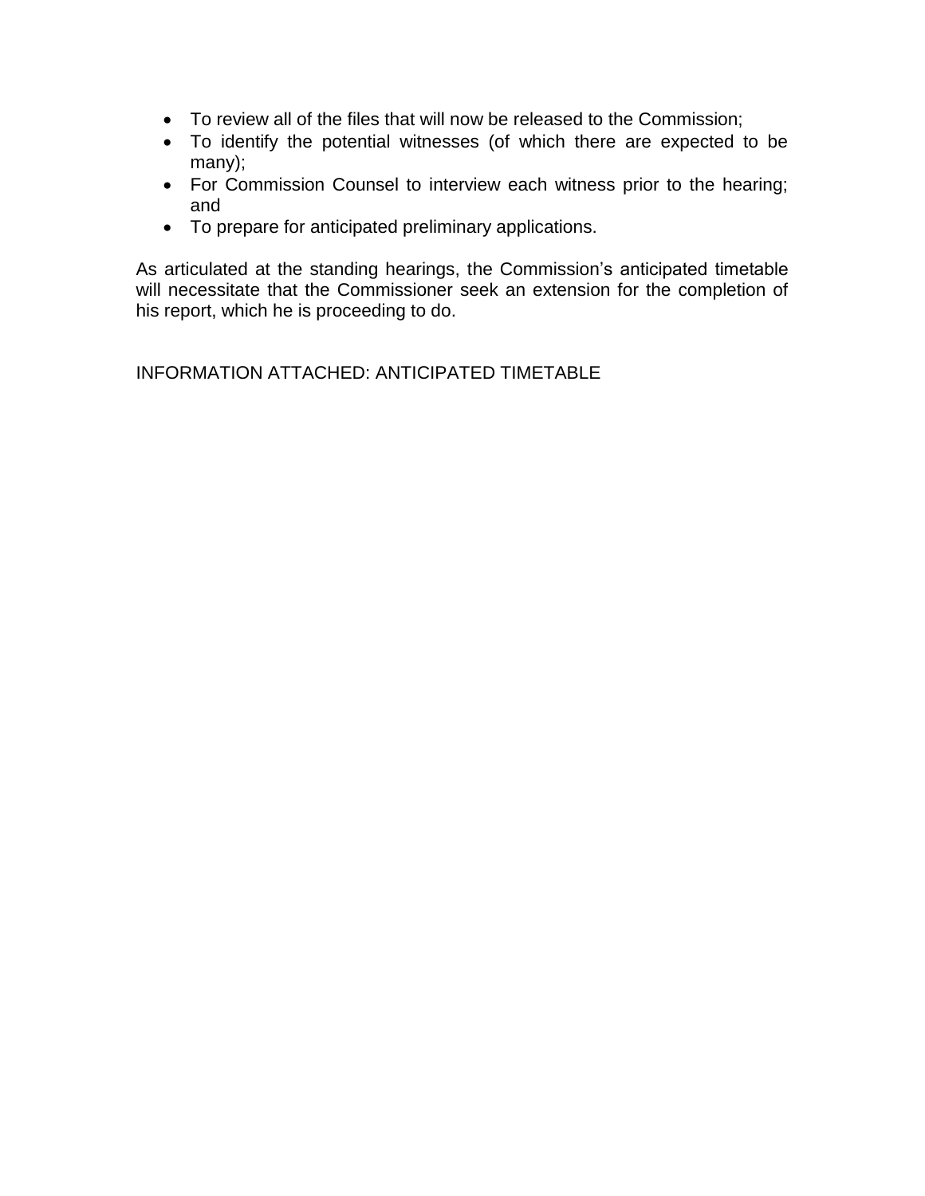- To review all of the files that will now be released to the Commission;
- To identify the potential witnesses (of which there are expected to be many);
- For Commission Counsel to interview each witness prior to the hearing; and
- To prepare for anticipated preliminary applications.

As articulated at the standing hearings, the Commission's anticipated timetable will necessitate that the Commissioner seek an extension for the completion of his report, which he is proceeding to do.

INFORMATION ATTACHED: ANTICIPATED TIMETABLE